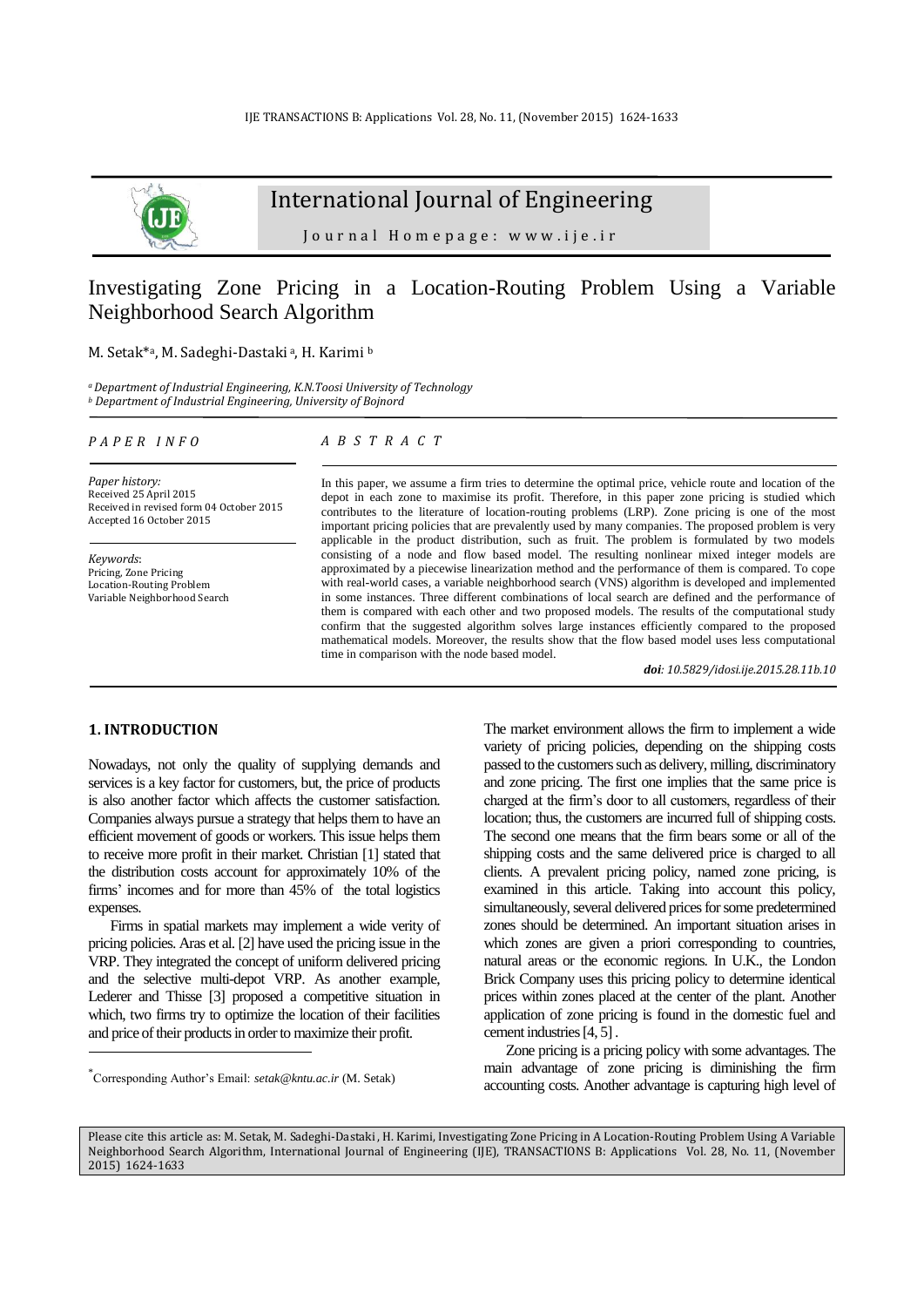# International Journal of Engineering

Journal Homepage: www.ije.ir

# Investigating Zone Pricing in a Location-Routing Problem Using a Variable Neighborhood Search Algorithm

M. Setak*[a], M. Sadeghi-Dastaki [a], H. Karimi [b]

[a] *Department of Industrial Engineering, K.N.Toosi University of Technology*
[b] *Department of Industrial Engineering, University of Bojnord*

*PAPER INFO*

*Paper history:*
Received 25 April 2015
Received in revised form 04 October 2015
Accepted 16 October 2015

*Keywords*:
Pricing, Zone Pricing
Location-Routing Problem
Variable Neighborhood Search

*ABSTRACT*

In this paper, we assume a firm tries to determine the optimal price, vehicle route and location of the depot in each zone to maximise its profit. Therefore, in this paper zone pricing is studied which contributes to the literature of location-routing problems (LRP). Zone pricing is one of the most important pricing policies that are prevalently used by many companies. The proposed problem is very applicable in the product distribution, such as fruit. The problem is formulated by two models consisting of a node and flow based model. The resulting nonlinear mixed integer models are approximated by a piecewise linearization method and the performance of them is compared. To cope with real-world cases, a variable neighborhood search (VNS) algorithm is developed and implemented in some instances. Three different combinations of local search are defined and the performance of them is compared with each other and two proposed models. The results of the computational study confirm that the suggested algorithm solves large instances efficiently compared to the proposed mathematical models. Moreover, the results show that the flow based model uses less computational time in comparison with the node based model.

***doi**: 10.5829/idosi.ije.2015.28.11b.10*

## 1. INTRODUCTION

Nowadays, not only the quality of supplying demands and services is a key factor for customers, but, the price of products is also another factor which affects the customer satisfaction. Companies always pursue a strategy that helps them to have an efficient movement of goods or workers. This issue helps them to receive more profit in their market. Christian [1] stated that the distribution costs account for approximately 10% of the firms' incomes and for more than 45% of the total logistics expenses.

Firms in spatial markets may implement a wide verity of pricing policies. Aras et al. [2] have used the pricing issue in the VRP. They integrated the concept of uniform delivered pricing and the selective multi-depot VRP. As another example, Lederer and Thisse [3] proposed a competitive situation in which, two firms try to optimize the location of their facilities and price of their products in order to maximize their profit.

The market environment allows the firm to implement a wide variety of pricing policies, depending on the shipping costs passed to the customers such as delivery, milling, discriminatory and zone pricing. The first one implies that the same price is charged at the firm's door to all customers, regardless of their location; thus, the customers are incurred full of shipping costs. The second one means that the firm bears some or all of the shipping costs and the same delivered price is charged to all clients. A prevalent pricing policy, named zone pricing, is examined in this article. Taking into account this policy, simultaneously, several delivered prices for some predetermined zones should be determined. An important situation arises in which zones are given a priori corresponding to countries, natural areas or the economic regions. In U.K., the London Brick Company uses this pricing policy to determine identical prices within zones placed at the center of the plant. Another application of zone pricing is found in the domestic fuel and cement industries [4, 5].

Zone pricing is a pricing policy with some advantages. The main advantage of zone pricing is diminishing the firm accounting costs. Another advantage is capturing high level of

*Corresponding Author's Email: *setak@kntu.ac.ir* (M. Setak)

Please cite this article as: M. Setak, M. Sadeghi-Dastaki , H. Karimi, Investigating Zone Pricing in A Location-Routing Problem Using A Variable Neighborhood Search Algorithm, International Journal of Engineering (IJE), TRANSACTIONS B: Applications Vol. 28, No. 11, (November 2015) 1624-1633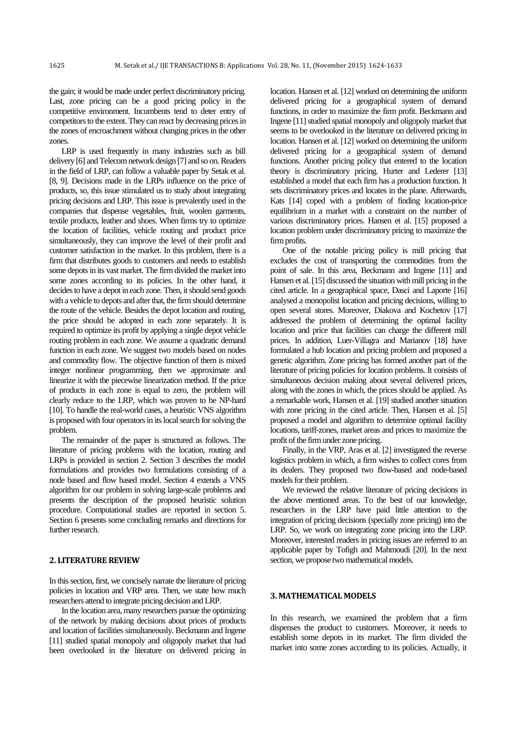the gain; it would be made under perfect discriminatory pricing. Last, zone pricing can be a good pricing policy in the competitive environment. Incumbents tend to deter entry of competitors to the extent. They can react by decreasing prices in the zones of encroachment without changing prices in the other zones.

LRP is used frequently in many industries such as bill delivery [6] and Telecom network design [7] and so on. Readers in the field of LRP, can follow a valuable paper by Setak et al. [8, 9]. Decisions made in the LRPs influence on the price of products, so, this issue stimulated us to study about integrating pricing decisions and LRP. This issue is prevalently used in the companies that dispense vegetables, fruit, woolen garments, textile products, leather and shoes. When firms try to optimize the location of facilities, vehicle routing and product price simultaneously, they can improve the level of their profit and customer satisfaction in the market. In this problem, there is a firm that distributes goods to customers and needs to establish some depots in its vast market. The firm divided the market into some zones according to its policies. In the other hand, it decides to have a depot in each zone. Then, it should send goods with a vehicle to depots and after that, the firm should determine the route of the vehicle. Besides the depot location and routing, the price should be adopted in each zone separately. It is required to optimize its profit by applying a single depot vehicle routing problem in each zone. We assume a quadratic demand function in each zone. We suggest two models based on nodes and commodity flow. The objective function of them is mixed integer nonlinear programming, then we approximate and linearize it with the piecewise linearization method. If the price of products in each zone is equal to zero, the problem will clearly reduce to the LRP, which was proven to be NP-hard [10]. To handle the real-world cases, a heuristic VNS algorithm is proposed with four operators in its local search for solving the problem.

The remainder of the paper is structured as follows. The literature of pricing problems with the location, routing and LRPs is provided in section 2. Section 3 describes the model formulations and provides two formulations consisting of a node based and flow based model. Section 4 extends a VNS algorithm for our problem in solving large-scale problems and presents the description of the proposed heuristic solution procedure. Computational studies are reported in section 5. Section 6 presents some concluding remarks and directions for further research.

## 2. LITERATURE REVIEW

In this section, first, we concisely narrate the literature of pricing policies in location and VRP area. Then, we state how much researchers attend to integrate pricing decision and LRP.

In the location area, many researchers pursue the optimizing of the network by making decisions about prices of products and location of facilities simultaneously. Beckmann and Ingene [11] studied spatial monopoly and oligopoly market that had been overlooked in the literature on delivered pricing in location. Hansen et al. [12] worked on determining the uniform delivered pricing for a geographical system of demand functions, in order to maximize the firm profit. Beckmann and Ingene [11] studied spatial monopoly and oligopoly market that seems to be overlooked in the literature on delivered pricing in location. Hansen et al. [12] worked on determining the uniform delivered pricing for a geographical system of demand functions. Another pricing policy that entered to the location theory is discriminatory pricing. Hurter and Lederer [13] established a model that each firm has a production function. It sets discriminatory prices and locates in the plane. Afterwards, Kats [14] coped with a problem of finding location-price equilibrium in a market with a constraint on the number of various discriminatory prices. Hansen et al. [15] proposed a location problem under discriminatory pricing to maximize the firm profits.

One of the notable pricing policy is mill pricing that excludes the cost of transporting the commodities from the point of sale. In this area, Beckmann and Ingene [11] and Hansen et al. [15] discussed the situation with mill pricing in the cited article. In a geographical space, Dasci and Laporte [16] analysed a monopolist location and pricing decisions, willing to open several stores. Moreover, Diakova and Kochetov [17] addressed the problem of determining the optimal facility location and price that facilities can charge the different mill prices. In addition, Luer-Villagra and Marianov [18] have formulated a hub location and pricing problem and proposed a genetic algorithm. Zone pricing has formed another part of the literature of pricing policies for location problems. It consists of simultaneous decision making about several delivered prices, along with the zones in which, the prices should be applied. As a remarkable work, Hansen et al. [19] studied another situation with zone pricing in the cited article. Then, Hansen et al. [5] proposed a model and algorithm to determine optimal facility locations, tariff-zones, market areas and prices to maximize the profit of the firm under zone pricing.

Finally, in the VRP, Aras et al. [2] investigated the reverse logistics problem in which, a firm wishes to collect cores from its dealers. They proposed two flow-based and node-based models for their problem.

We reviewed the relative literature of pricing decisions in the above mentioned areas. To the best of our knowledge, researchers in the LRP have paid little attention to the integration of pricing decisions (specially zone pricing) into the LRP. So, we work on integrating zone pricing into the LRP. Moreover, interested readers in pricing issues are referred to an applicable paper by Tofigh and Mahmoudi [20]. In the next section, we propose two mathematical models.

## 3. MATHEMATICAL MODELS

In this research, we examined the problem that a firm dispenses the product to customers. Moreover, it needs to establish some depots in its market. The firm divided the market into some zones according to its policies. Actually, it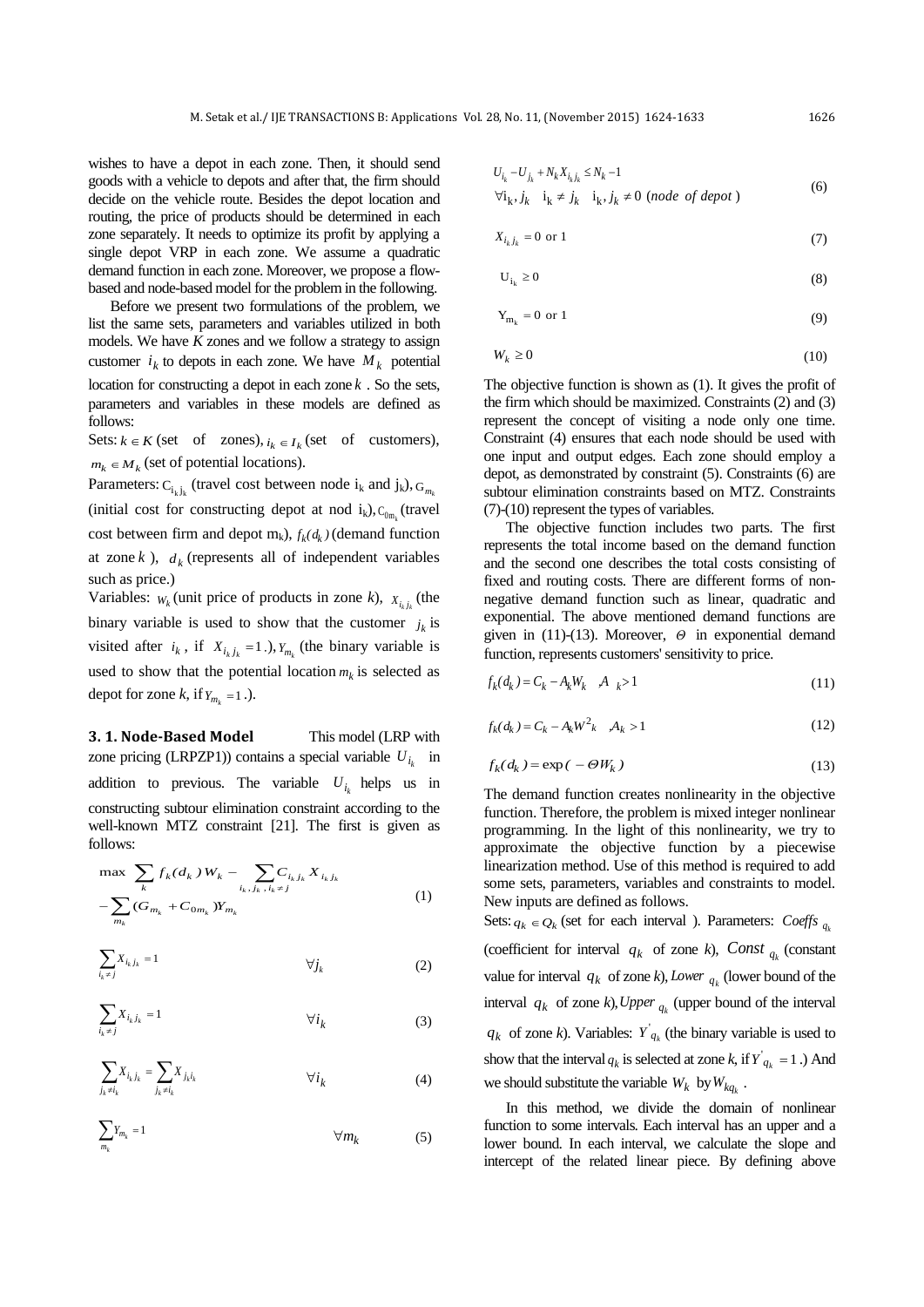wishes to have a depot in each zone. Then, it should send goods with a vehicle to depots and after that, the firm should decide on the vehicle route. Besides the depot location and routing, the price of products should be determined in each zone separately. It needs to optimize its profit by applying a single depot VRP in each zone. We assume a quadratic demand function in each zone. Moreover, we propose a flow-based and node-based model for the problem in the following.

Before we present two formulations of the problem, we list the same sets, parameters and variables utilized in both models. We have $K$ zones and we follow a strategy to assign customer $i_k$ to depots in each zone. We have $M_k$ potential location for constructing a depot in each zone $k$. So the sets, parameters and variables in these models are defined as follows:

Sets: $k \in K$ (set of zones), $i_k \in I_k$ (set of customers), $m_k \in M_k$ (set of potential locations).

Parameters: $C_{i_k j_k}$ (travel cost between node $i_k$ and $j_k$), $G_{m_k}$ (initial cost for constructing depot at nod $i_k$), $C_{0m_k}$ (travel cost between firm and depot $m_k$), $f_k(d_k)$ (demand function at zone $k$), $d_k$ (represents all of independent variables such as price.)

Variables: $W_k$ (unit price of products in zone $k$), $X_{i_k j_k}$ (the binary variable is used to show that the customer $j_k$ is visited after $i_k$, if $X_{i_k j_k} = 1$.), $Y_{m_k}$ (the binary variable is used to show that the potential location $m_k$ is selected as depot for zone $k$, if $Y_{m_k} = 1$.).

### 3. 1. Node-Based Model

This model (LRP with zone pricing (LRPZP1)) contains a special variable $U_{i_k}$ in addition to previous. The variable $U_{i_k}$ helps us in constructing subtour elimination constraint according to the well-known MTZ constraint [21]. The first is given as follows:

$$\max \sum_k f_k(d_k) W_k - \sum_{i_k, j_k, i_k \neq j} C_{i_k j_k} X_{i_k j_k} - \sum_{m_k} (G_{m_k} + C_{0m_k}) Y_{m_k} \tag{1}$$

$$\sum_{i_k \neq j} X_{i_k j_k} = 1 \qquad \forall j_k \tag{2}$$

$$\sum_{i_k \neq j} X_{i_k j_k} = 1 \qquad \forall i_k \tag{3}$$

$$\sum_{j_k \neq i_k} X_{i_k j_k} = \sum_{j_k \neq i_k} X_{j_k i_k} \qquad \forall i_k \tag{4}$$

$$\sum_{m_k} Y_{m_k} = 1 \qquad \forall m_k \tag{5}$$

$$U_{i_k} - U_{j_k} + N_k X_{i_k j_k} \leq N_k - 1 \qquad \forall i_k, j_k \quad i_k \neq j_k \quad i_k, j_k \neq 0 \ (node\ of\ depot) \tag{6}$$

$$X_{i_k j_k} = 0 \text{ or } 1 \tag{7}$$

$$U_{i_k} \geq 0 \tag{8}$$

$$Y_{m_k} = 0 \text{ or } 1 \tag{9}$$

$$W_k \geq 0 \tag{10}$$

The objective function is shown as (1). It gives the profit of the firm which should be maximized. Constraints (2) and (3) represent the concept of visiting a node only one time. Constraint (4) ensures that each node should be used with one input and output edges. Each zone should employ a depot, as demonstrated by constraint (5). Constraints (6) are subtour elimination constraints based on MTZ. Constraints (7)-(10) represent the types of variables.

The objective function includes two parts. The first represents the total income based on the demand function and the second one describes the total costs consisting of fixed and routing costs. There are different forms of non-negative demand function such as linear, quadratic and exponential. The above mentioned demand functions are given in (11)-(13). Moreover, $\Theta$ in exponential demand function, represents customers' sensitivity to price.

$$f_k(d_k) = C_k - A_k W_k \quad , A_k > 1 \tag{11}$$

$$f_k(d_k) = C_k - A_k W^2_k \quad , A_k > 1 \tag{12}$$

$$f_k(d_k) = \exp(-\Theta W_k) \tag{13}$$

The demand function creates nonlinearity in the objective function. Therefore, the problem is mixed integer nonlinear programming. In the light of this nonlinearity, we try to approximate the objective function by a piecewise linearization method. Use of this method is required to add some sets, parameters, variables and constraints to model. New inputs are defined as follows.

Sets: $q_k \in Q_k$ (set for each interval ). Parameters: $Coeffs_{q_k}$ (coefficient for interval $q_k$ of zone $k$), $Const_{q_k}$ (constant value for interval $q_k$ of zone $k$), $Lower_{q_k}$ (lower bound of the interval $q_k$ of zone $k$), $Upper_{q_k}$ (upper bound of the interval $q_k$ of zone $k$). Variables: $Y'_{q_k}$ (the binary variable is used to show that the interval $q_k$ is selected at zone $k$, if $Y'_{q_k} = 1$.) And we should substitute the variable $W_k$ by $W_{kq_k}$.

In this method, we divide the domain of nonlinear function to some intervals. Each interval has an upper and a lower bound. In each interval, we calculate the slope and intercept of the related linear piece. By defining above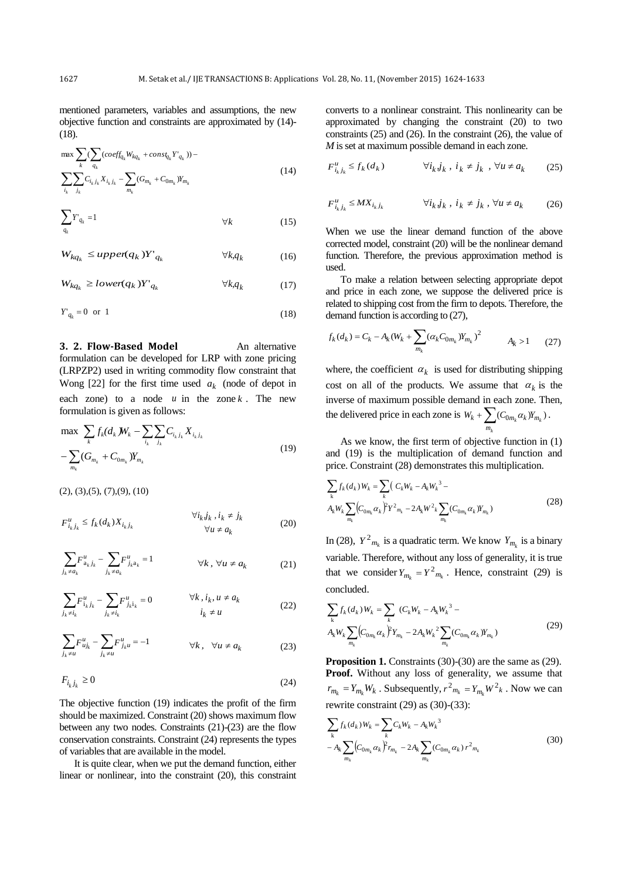mentioned parameters, variables and assumptions, the new objective function and constraints are approximated by (14)-(18).

$$\max \sum_{k} \Big( \sum_{q_k} (coeff_{q_k} W_{kq_k} + const_{q_k} Y'_{q_k}) \Big) - \sum_{i_k} \sum_{j_k} C_{i_k j_k} X_{i_k j_k} - \sum_{m_k} (G_{m_k} + C_{0m_k}) Y_{m_k} \tag{14}$$

$$\sum_{q_k} Y'_{q_k} = 1 \qquad \forall k \tag{15}$$

$$W_{kq_k} \leq upper(q_k) Y'_{q_k} \qquad \forall k, q_k \tag{16}$$

$$W_{kq_k} \geq lower(q_k) Y'_{q_k} \qquad \forall k, q_k \tag{17}$$

$$Y'_{q_k} = 0 \ \text{ or } \ 1 \tag{18}$$

### 3. 2. Flow-Based Model

An alternative formulation can be developed for LRP with zone pricing (LRPZP2) used in writing commodity flow constraint that Wong [22] for the first time used $a_k$ (node of depot in each zone) to a node $u$ in the zone $k$. The new formulation is given as follows:

$$\max \sum_{k} f_k(d_k) W_k - \sum_{i_k} \sum_{j_k} C_{i_k j_k} X_{i_k j_k} - \sum_{m_k} (G_{m_k} + C_{0m_k}) Y_{m_k} \tag{19}$$

(2), (3),(5), (7),(9), (10)

$$F^u_{i_k j_k} \leq f_k(d_k) X_{i_k j_k} \qquad \forall i_k j_k, i_k \neq j_k \quad \forall u \neq a_k \tag{20}$$

$$\sum_{j_k \neq a_k} F^u_{a_k j_k} - \sum_{j_k \neq a_k} F^u_{j_k a_k} = 1 \qquad \forall k, \forall u \neq a_k \tag{21}$$

$$\sum_{j_k \neq i_k} F^u_{i_k j_k} - \sum_{j_k \neq i_k} F^u_{j_k i_k} = 0 \qquad \forall k, i_k, u \neq a_k \quad i_k \neq u \tag{22}$$

$$\sum_{j_k \neq u} F^u_{u j_k} - \sum_{j_k \neq u} F^u_{j_k u} = -1 \qquad \forall k, \ \forall u \neq a_k \tag{23}$$

$$F_{i_k j_k} \geq 0 \tag{24}$$

The objective function (19) indicates the profit of the firm should be maximized. Constraint (20) shows maximum flow between any two nodes. Constraints (21)-(23) are the flow conservation constraints. Constraint (24) represents the types of variables that are available in the model.

It is quite clear, when we put the demand function, either linear or nonlinear, into the constraint (20), this constraint converts to a nonlinear constraint. This nonlinearity can be approximated by changing the constraint (20) to two constraints (25) and (26). In the constraint (26), the value of $M$ is set at maximum possible demand in each zone.

$$F^u_{i_k j_k} \leq f_k(d_k) \qquad \forall i_k j_k, \ i_k \neq j_k, \ \forall u \neq a_k \tag{25}$$

$$F^u_{i_k j_k} \leq M X_{i_k j_k} \qquad \forall i_k j_k, \ i_k \neq j_k, \ \forall u \neq a_k \tag{26}$$

When we use the linear demand function of the above corrected model, constraint (20) will be the nonlinear demand function. Therefore, the previous approximation method is used.

To make a relation between selecting appropriate depot and price in each zone, we suppose the delivered price is related to shipping cost from the firm to depots. Therefore, the demand function is according to (27),

$$f_k(d_k) = C_k - A_k \Big(W_k + \sum_{m_k} (\alpha_k C_{0m_k}) Y_{m_k}\Big)^2 \qquad A_k > 1 \tag{27}$$

where, the coefficient $\alpha_k$ is used for distributing shipping cost on all of the products. We assume that $\alpha_k$ is the inverse of maximum possible demand in each zone. Then, the delivered price in each zone is $W_k + \sum_{m_k} (C_{0m_k} \alpha_k) Y_{m_k}$.

As we know, the first term of objective function in (1) and (19) is the multiplication of demand function and price. Constraint (28) demonstrates this multiplication.

$$\sum_{k} f_k(d_k) W_k = \sum_{k} \Big( C_k W_k - A_k W_k^3 - A_k W_k \sum_{m_k} (C_{0m_k} \alpha_k)^2 Y^2_{m_k} - 2 A_k W^2_k \sum_{m_k} (C_{0m_k} \alpha_k) Y_{m_k} \Big) \tag{28}$$

In (28), $Y^2_{m_k}$ is a quadratic term. We know $Y_{m_k}$ is a binary variable. Therefore, without any loss of generality, it is true that we consider $Y_{m_k} = Y^2_{m_k}$. Hence, constraint (29) is concluded.

$$\sum_{k} f_k(d_k) W_k = \sum_{k} \Big( C_k W_k - A_k W_k^3 - A_k W_k \sum_{m_k} (C_{0m_k} \alpha_k)^2 Y_{m_k} - 2 A_k W_k^2 \sum_{m_k} (C_{0m_k} \alpha_k) Y_{m_k} \Big) \tag{29}$$

**Proposition 1.** Constraints (30)-(30) are the same as (29).
**Proof.** Without any loss of generality, we assume that $r_{m_k} = Y_{m_k} W_k$. Subsequently, $r^2_{m_k} = Y_{m_k} W^2_k$. Now we can rewrite constraint (29) as (30)-(33):

$$\sum_{k} f_k(d_k) W_k = \sum_{k} C_k W_k - A_k W_k^3 - A_k \sum_{m_k} (C_{0m_k} \alpha_k)^2 r_{m_k} - 2 A_k \sum_{m_k} (C_{0m_k} \alpha_k) r^2_{m_k} \tag{30}$$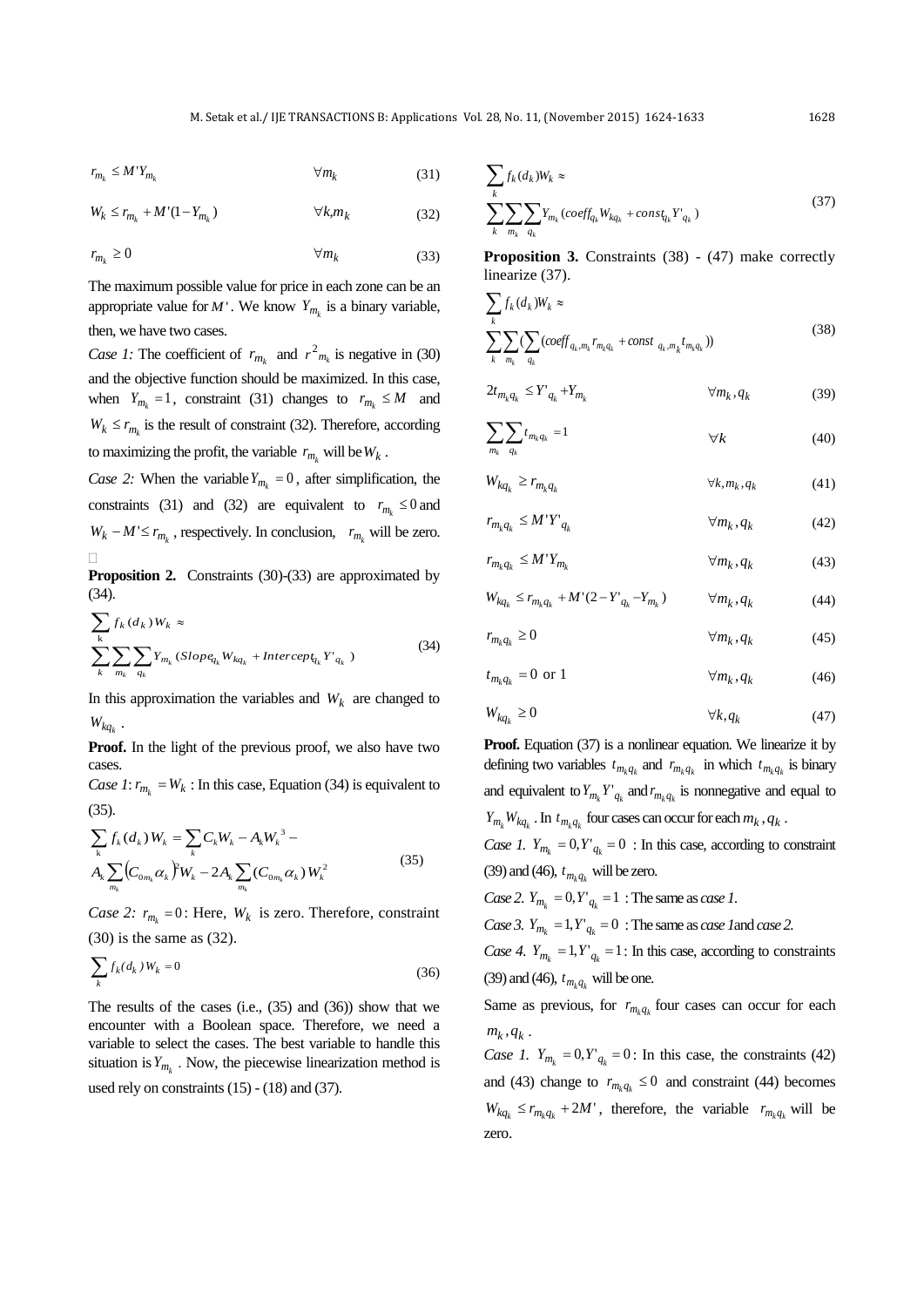$$r_{m_k} \leq M'Y_{m_k} \qquad \forall m_k \tag{31}$$

$$W_k \leq r_{m_k} + M'(1-Y_{m_k}) \qquad \forall k, m_k \tag{32}$$

$$r_{m_k} \geq 0 \qquad \forall m_k \tag{33}$$

The maximum possible value for price in each zone can be an appropriate value for $M'$. We know $Y_{m_k}$ is a binary variable, then, we have two cases.

*Case 1:* The coefficient of $r_{m_k}$ and $r^2_{m_k}$ is negative in (30) and the objective function should be maximized. In this case, when $Y_{m_k} = 1$, constraint (31) changes to $r_{m_k} \leq M$ and $W_k \leq r_{m_k}$ is the result of constraint (32). Therefore, according to maximizing the profit, the variable $r_{m_k}$ will be $W_k$.

*Case 2:* When the variable $Y_{m_k} = 0$, after simplification, the constraints (31) and (32) are equivalent to $r_{m_k} \leq 0$ and $W_k - M' \leq r_{m_k}$, respectively. In conclusion, $r_{m_k}$ will be zero. □

**Proposition 2.** Constraints (30)-(33) are approximated by (34).

$$\sum_k f_k(d_k) W_k \approx \sum_k \sum_{m_k} \sum_{q_k} Y_{m_k} (Slope_{q_k} W_{kq_k} + Intercept_{q_k} Y'_{q_k}) \tag{34}$$

In this approximation the variables and $W_k$ are changed to $W_{kq_k}$.

**Proof.** In the light of the previous proof, we also have two cases.

*Case 1*: $r_{m_k} = W_k$ : In this case, Equation (34) is equivalent to (35).

$$\sum_k f_k(d_k) W_k = \sum_k C_k W_k - A_k W_k^{\ 3} - A_k \sum_{m_k} \left(C_{0m_k} \alpha_k\right)^2 W_k - 2A_k \sum_{m_k} (C_{0m_k} \alpha_k) W_k^2 \tag{35}$$

*Case 2:* $r_{m_k} = 0$: Here, $W_k$ is zero. Therefore, constraint (30) is the same as (32).

$$\sum_k f_k(d_k) W_k = 0 \tag{36}$$

The results of the cases (i.e., (35) and (36)) show that we encounter with a Boolean space. Therefore, we need a variable to select the cases. The best variable to handle this situation is $Y_{m_k}$. Now, the piecewise linearization method is used rely on constraints (15) - (18) and (37).

$$\sum_k f_k(d_k) W_k \approx \sum_k \sum_{m_k} \sum_{q_k} Y_{m_k} (coeff_{q_k} W_{kq_k} + const_{q_k} Y'_{q_k}) \tag{37}$$

**Proposition 3.** Constraints (38) - (47) make correctly linearize (37).

$$\sum_k f_k(d_k) W_k \approx \sum_k \sum_{m_k} \left(\sum_{q_k} (coeff_{q_k, m_k} r_{m_k q_k} + const_{q_k, m_k} t_{m_k q_k})\right) \tag{38}$$

$$2t_{m_k q_k} \leq Y'_{q_k} + Y_{m_k} \qquad \forall m_k, q_k \tag{39}$$

$$\sum_{m_k} \sum_{q_k} t_{m_k q_k} = 1 \qquad \forall k \tag{40}$$

$$W_{kq_k} \geq r_{m_k q_k} \qquad \forall k, m_k, q_k \tag{41}$$

$$r_{m_k q_k} \leq M'Y'_{q_k} \qquad \forall m_k, q_k \tag{42}$$

$$r_{m_k q_k} \leq M'Y_{m_k} \qquad \forall m_k, q_k \tag{43}$$

$$W_{kq_k} \leq r_{m_k q_k} + M'(2 - Y'_{q_k} - Y_{m_k}) \qquad \forall m_k, q_k \tag{44}$$

$$r_{m_k q_k} \geq 0 \qquad \forall m_k, q_k \tag{45}$$

$$t_{m_k q_k} = 0 \text{ or } 1 \qquad \forall m_k, q_k \tag{46}$$

$$W_{kq_k} \geq 0 \qquad \forall k, q_k \tag{47}$$

**Proof.** Equation (37) is a nonlinear equation. We linearize it by defining two variables $t_{m_k q_k}$ and $r_{m_k q_k}$ in which $t_{m_k q_k}$ is binary and equivalent to $Y_{m_k} Y'_{q_k}$ and $r_{m_k q_k}$ is nonnegative and equal to $Y_{m_k} W_{kq_k}$. In $t_{m_k q_k}$ four cases can occur for each $m_k, q_k$.

*Case 1.* $Y_{m_k} = 0, Y'_{q_k} = 0$ : In this case, according to constraint (39) and (46), $t_{m_k q_k}$ will be zero.

*Case 2.* $Y_{m_k} = 0, Y'_{q_k} = 1$ : The same as *case 1*.

*Case 3.* $Y_{m_k} = 1, Y'_{q_k} = 0$ : The same as *case 1* and *case 2*.

*Case 4.* $Y_{m_k} = 1, Y'_{q_k} = 1$: In this case, according to constraints (39) and (46), $t_{m_k q_k}$ will be one.

Same as previous, for $r_{m_k q_k}$ four cases can occur for each $m_k, q_k$.

*Case 1.* $Y_{m_k} = 0, Y'_{q_k} = 0$: In this case, the constraints (42) and (43) change to $r_{m_k q_k} \leq 0$ and constraint (44) becomes $W_{kq_k} \leq r_{m_k q_k} + 2M'$, therefore, the variable $r_{m_k q_k}$ will be zero.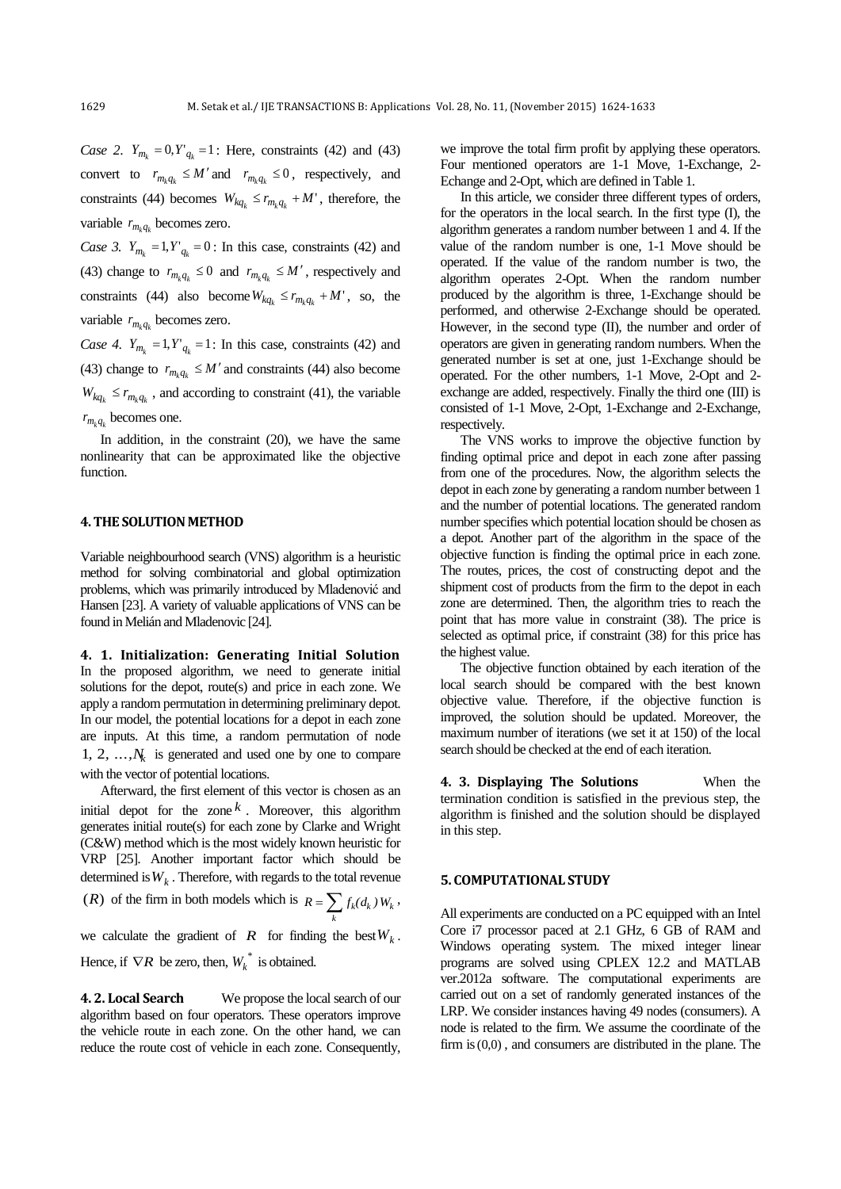*Case 2.* $Y_{m_k} = 0, Y'_{q_k} = 1$: Here, constraints (42) and (43) convert to $r_{m_k q_k} \leq M'$ and $r_{m_k q_k} \leq 0$, respectively, and constraints (44) becomes $W_{kq_k} \leq r_{m_k q_k} + M'$, therefore, the variable $r_{m_k q_k}$ becomes zero.

*Case 3.* $Y_{m_k} = 1, Y'_{q_k} = 0$: In this case, constraints (42) and (43) change to $r_{m_k q_k} \leq 0$ and $r_{m_k q_k} \leq M'$, respectively and constraints (44) also become $W_{kq_k} \leq r_{m_k q_k} + M'$, so, the variable $r_{m_k q_k}$ becomes zero.

*Case 4.* $Y_{m_k} = 1, Y'_{q_k} = 1$: In this case, constraints (42) and (43) change to $r_{m_k q_k} \leq M'$ and constraints (44) also become $W_{kq_k} \leq r_{m_k q_k}$, and according to constraint (41), the variable $r_{m_k q_k}$ becomes one.

In addition, in the constraint (20), we have the same nonlinearity that can be approximated like the objective function.

## 4. THE SOLUTION METHOD

Variable neighbourhood search (VNS) algorithm is a heuristic method for solving combinatorial and global optimization problems, which was primarily introduced by Mladenović and Hansen [23]. A variety of valuable applications of VNS can be found in Melián and Mladenovic [24].

### 4. 1. Initialization: Generating Initial Solution

In the proposed algorithm, we need to generate initial solutions for the depot, route(s) and price in each zone. We apply a random permutation in determining preliminary depot. In our model, the potential locations for a depot in each zone are inputs. At this time, a random permutation of node $1, 2, \ldots, N_k$ is generated and used one by one to compare with the vector of potential locations.

Afterward, the first element of this vector is chosen as an initial depot for the zone $k$. Moreover, this algorithm generates initial route(s) for each zone by Clarke and Wright (C&W) method which is the most widely known heuristic for VRP [25]. Another important factor which should be determined is $W_k$. Therefore, with regards to the total revenue $(R)$ of the firm in both models which is $R = \sum_k f_k(d_k) W_k$, we calculate the gradient of $R$ for finding the best $W_k$. Hence, if $\nabla R$ be zero, then, $W_k^*$ is obtained.

### 4. 2. Local Search

We propose the local search of our algorithm based on four operators. These operators improve the vehicle route in each zone. On the other hand, we can reduce the route cost of vehicle in each zone. Consequently, we improve the total firm profit by applying these operators. Four mentioned operators are 1-1 Move, 1-Exchange, 2-Echange and 2-Opt, which are defined in Table 1.

In this article, we consider three different types of orders, for the operators in the local search. In the first type (I), the algorithm generates a random number between 1 and 4. If the value of the random number is one, 1-1 Move should be operated. If the value of the random number is two, the algorithm operates 2-Opt. When the random number produced by the algorithm is three, 1-Exchange should be performed, and otherwise 2-Exchange should be operated. However, in the second type (II), the number and order of operators are given in generating random numbers. When the generated number is set at one, just 1-Exchange should be operated. For the other numbers, 1-1 Move, 2-Opt and 2-exchange are added, respectively. Finally the third one (III) is consisted of 1-1 Move, 2-Opt, 1-Exchange and 2-Exchange, respectively.

The VNS works to improve the objective function by finding optimal price and depot in each zone after passing from one of the procedures. Now, the algorithm selects the depot in each zone by generating a random number between 1 and the number of potential locations. The generated random number specifies which potential location should be chosen as a depot. Another part of the algorithm in the space of the objective function is finding the optimal price in each zone. The routes, prices, the cost of constructing depot and the shipment cost of products from the firm to the depot in each zone are determined. Then, the algorithm tries to reach the point that has more value in constraint (38). The price is selected as optimal price, if constraint (38) for this price has the highest value.

The objective function obtained by each iteration of the local search should be compared with the best known objective value. Therefore, if the objective function is improved, the solution should be updated. Moreover, the maximum number of iterations (we set it at 150) of the local search should be checked at the end of each iteration.

### 4. 3. Displaying The Solutions

When the termination condition is satisfied in the previous step, the algorithm is finished and the solution should be displayed in this step.

## 5. COMPUTATIONAL STUDY

All experiments are conducted on a PC equipped with an Intel Core i7 processor paced at 2.1 GHz, 6 GB of RAM and Windows operating system. The mixed integer linear programs are solved using CPLEX 12.2 and MATLAB ver.2012a software. The computational experiments are carried out on a set of randomly generated instances of the LRP. We consider instances having 49 nodes (consumers). A node is related to the firm. We assume the coordinate of the firm is $(0,0)$, and consumers are distributed in the plane. The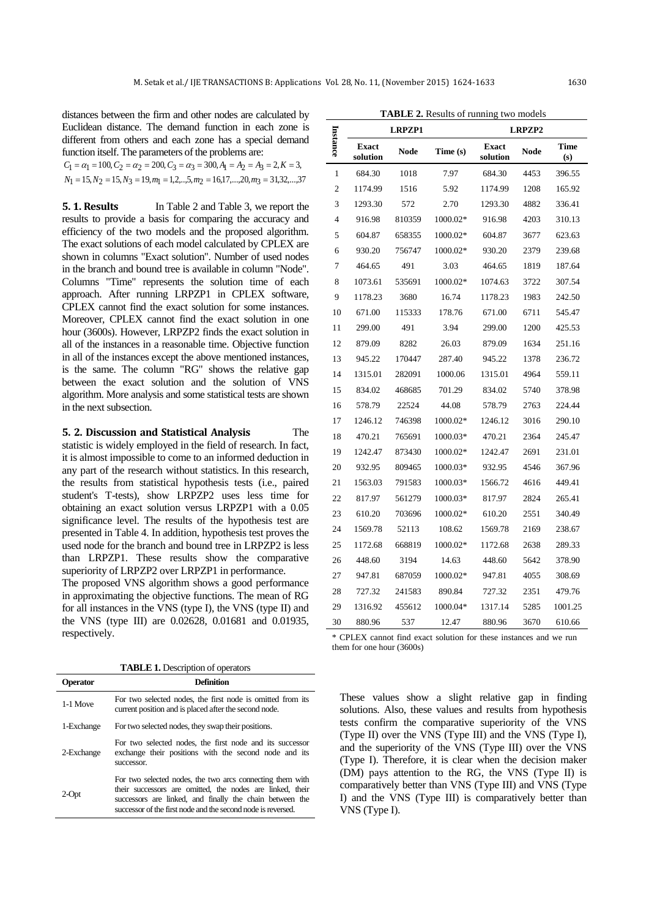distances between the firm and other nodes are calculated by Euclidean distance. The demand function in each zone is different from others and each zone has a special demand function itself. The parameters of the problems are:

$$C_1 = \alpha_1 = 100, C_2 = \alpha_2 = 200, C_3 = \alpha_3 = 300, A_1 = A_2 = A_3 = 2, K = 3,$$
$$N_1 = 15, N_2 = 15, N_3 = 19, m_1 = 1,2,..,5, m_2 = 16,17,...,20, m_3 = 31,32,...,37$$

**5. 1. Results** In Table 2 and Table 3, we report the results to provide a basis for comparing the accuracy and efficiency of the two models and the proposed algorithm. The exact solutions of each model calculated by CPLEX are shown in columns "Exact solution". Number of used nodes in the branch and bound tree is available in column "Node". Columns "Time" represents the solution time of each approach. After running LRPZP1 in CPLEX software, CPLEX cannot find the exact solution for some instances. Moreover, CPLEX cannot find the exact solution in one hour (3600s). However, LRPZP2 finds the exact solution in all of the instances in a reasonable time. Objective function in all of the instances except the above mentioned instances, is the same. The column "RG" shows the relative gap between the exact solution and the solution of VNS algorithm. More analysis and some statistical tests are shown in the next subsection.

**5. 2. Discussion and Statistical Analysis** The statistic is widely employed in the field of research. In fact, it is almost impossible to come to an informed deduction in any part of the research without statistics. In this research, the results from statistical hypothesis tests (i.e., paired student's T-tests), show LRPZP2 uses less time for obtaining an exact solution versus LRPZP1 with a 0.05 significance level. The results of the hypothesis test are presented in Table 4. In addition, hypothesis test proves the used node for the branch and bound tree in LRPZP2 is less than LRPZP1. These results show the comparative superiority of LRPZP2 over LRPZP1 in performance.

The proposed VNS algorithm shows a good performance in approximating the objective functions. The mean of RG for all instances in the VNS (type I), the VNS (type II) and the VNS (type III) are 0.02628, 0.01681 and 0.01935, respectively.

**TABLE 1.** Description of operators

| Operator | Definition |
|---|---|
| 1-1 Move | For two selected nodes, the first node is omitted from its current position and is placed after the second node. |
| 1-Exchange | For two selected nodes, they swap their positions. |
| 2-Exchange | For two selected nodes, the first node and its successor exchange their positions with the second node and its successor. |
| 2-Opt | For two selected nodes, the two arcs connecting them with their successors are omitted, the nodes are linked, their successors are linked, and finally the chain between the successor of the first node and the second node is reversed. |

**TABLE 2.** Results of running two models

| Instance | LRPZP1 | | | LRPZP2 | | |
|---|---|---|---|---|---|---|
| | Exact solution | Node | Time (s) | Exact solution | Node | Time (s) |
| 1 | 684.30 | 1018 | 7.97 | 684.30 | 4453 | 396.55 |
| 2 | 1174.99 | 1516 | 5.92 | 1174.99 | 1208 | 165.92 |
| 3 | 1293.30 | 572 | 2.70 | 1293.30 | 4882 | 336.41 |
| 4 | 916.98 | 810359 | 1000.02* | 916.98 | 4203 | 310.13 |
| 5 | 604.87 | 658355 | 1000.02* | 604.87 | 3677 | 623.63 |
| 6 | 930.20 | 756747 | 1000.02* | 930.20 | 2379 | 239.68 |
| 7 | 464.65 | 491 | 3.03 | 464.65 | 1819 | 187.64 |
| 8 | 1073.61 | 535691 | 1000.02* | 1074.63 | 3722 | 307.54 |
| 9 | 1178.23 | 3680 | 16.74 | 1178.23 | 1983 | 242.50 |
| 10 | 671.00 | 115333 | 178.76 | 671.00 | 6711 | 545.47 |
| 11 | 299.00 | 491 | 3.94 | 299.00 | 1200 | 425.53 |
| 12 | 879.09 | 8282 | 26.03 | 879.09 | 1634 | 251.16 |
| 13 | 945.22 | 170447 | 287.40 | 945.22 | 1378 | 236.72 |
| 14 | 1315.01 | 282091 | 1000.06 | 1315.01 | 4964 | 559.11 |
| 15 | 834.02 | 468685 | 701.29 | 834.02 | 5740 | 378.98 |
| 16 | 578.79 | 22524 | 44.08 | 578.79 | 2763 | 224.44 |
| 17 | 1246.12 | 746398 | 1000.02* | 1246.12 | 3016 | 290.10 |
| 18 | 470.21 | 765691 | 1000.03* | 470.21 | 2364 | 245.47 |
| 19 | 1242.47 | 873430 | 1000.02* | 1242.47 | 2691 | 231.01 |
| 20 | 932.95 | 809465 | 1000.03* | 932.95 | 4546 | 367.96 |
| 21 | 1563.03 | 791583 | 1000.03* | 1566.72 | 4616 | 449.41 |
| 22 | 817.97 | 561279 | 1000.03* | 817.97 | 2824 | 265.41 |
| 23 | 610.20 | 703696 | 1000.02* | 610.20 | 2551 | 340.49 |
| 24 | 1569.78 | 52113 | 108.62 | 1569.78 | 2169 | 238.67 |
| 25 | 1172.68 | 668819 | 1000.02* | 1172.68 | 2638 | 289.33 |
| 26 | 448.60 | 3194 | 14.63 | 448.60 | 5642 | 378.90 |
| 27 | 947.81 | 687059 | 1000.02* | 947.81 | 4055 | 308.69 |
| 28 | 727.32 | 241583 | 890.84 | 727.32 | 2351 | 479.76 |
| 29 | 1316.92 | 455612 | 1000.04* | 1317.14 | 5285 | 1001.25 |
| 30 | 880.96 | 537 | 12.47 | 880.96 | 3670 | 610.66 |

\* CPLEX cannot find exact solution for these instances and we run them for one hour (3600s)

These values show a slight relative gap in finding solutions. Also, these values and results from hypothesis tests confirm the comparative superiority of the VNS (Type II) over the VNS (Type III) and the VNS (Type I), and the superiority of the VNS (Type III) over the VNS (Type I). Therefore, it is clear when the decision maker (DM) pays attention to the RG, the VNS (Type II) is comparatively better than VNS (Type III) and VNS (Type I) and the VNS (Type III) is comparatively better than VNS (Type I).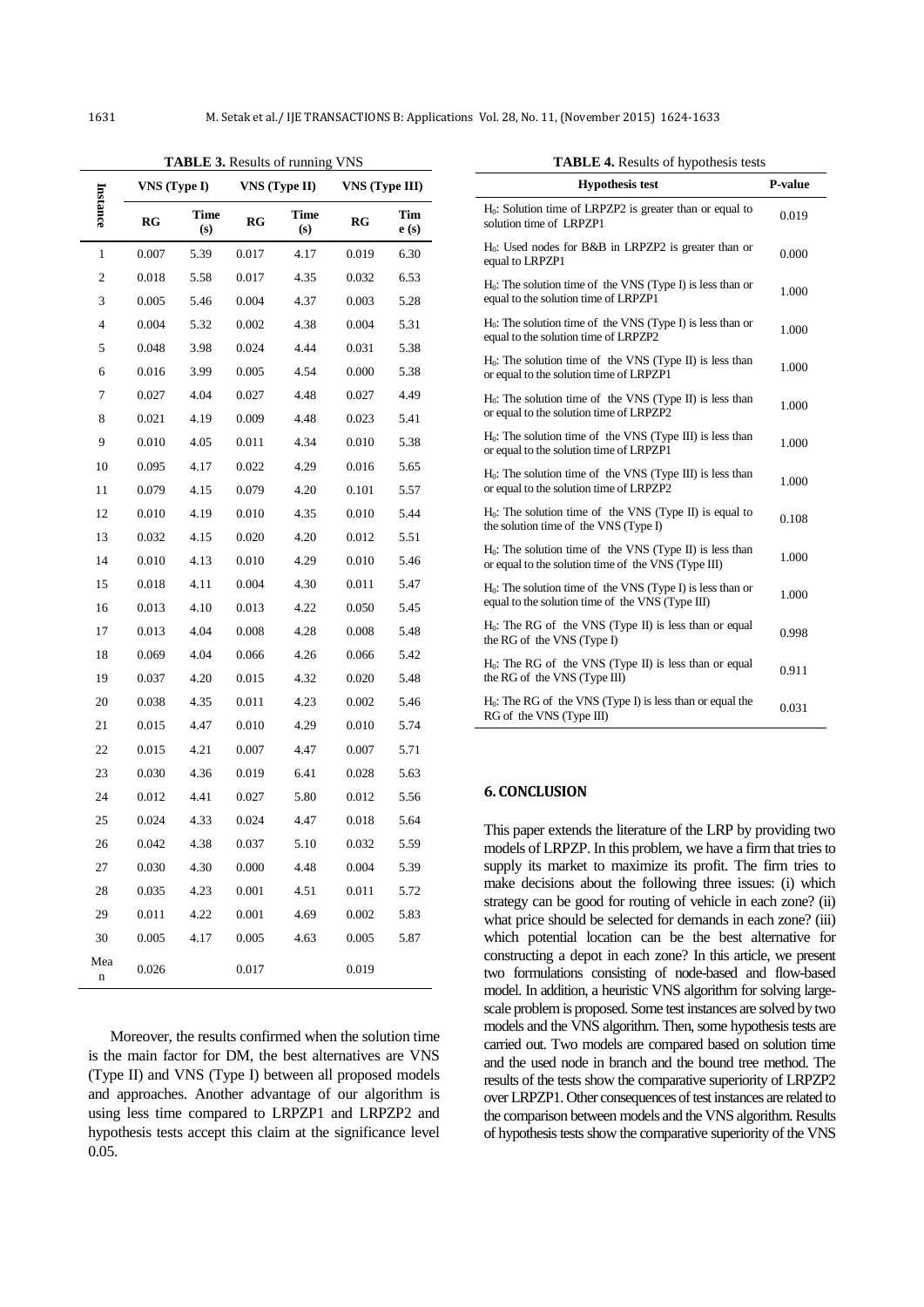**TABLE 3.** Results of running VNS

| Instance | VNS (Type I) | | VNS (Type II) | | VNS (Type III) | |
|---|---|---|---|---|---|---|
| | RG | Time (s) | RG | Time (s) | RG | Time (s) |
| 1 | 0.007 | 5.39 | 0.017 | 4.17 | 0.019 | 6.30 |
| 2 | 0.018 | 5.58 | 0.017 | 4.35 | 0.032 | 6.53 |
| 3 | 0.005 | 5.46 | 0.004 | 4.37 | 0.003 | 5.28 |
| 4 | 0.004 | 5.32 | 0.002 | 4.38 | 0.004 | 5.31 |
| 5 | 0.048 | 3.98 | 0.024 | 4.44 | 0.031 | 5.38 |
| 6 | 0.016 | 3.99 | 0.005 | 4.54 | 0.000 | 5.38 |
| 7 | 0.027 | 4.04 | 0.027 | 4.48 | 0.027 | 4.49 |
| 8 | 0.021 | 4.19 | 0.009 | 4.48 | 0.023 | 5.41 |
| 9 | 0.010 | 4.05 | 0.011 | 4.34 | 0.010 | 5.38 |
| 10 | 0.095 | 4.17 | 0.022 | 4.29 | 0.016 | 5.65 |
| 11 | 0.079 | 4.15 | 0.079 | 4.20 | 0.101 | 5.57 |
| 12 | 0.010 | 4.19 | 0.010 | 4.35 | 0.010 | 5.44 |
| 13 | 0.032 | 4.15 | 0.020 | 4.20 | 0.012 | 5.51 |
| 14 | 0.010 | 4.13 | 0.010 | 4.29 | 0.010 | 5.46 |
| 15 | 0.018 | 4.11 | 0.004 | 4.30 | 0.011 | 5.47 |
| 16 | 0.013 | 4.10 | 0.013 | 4.22 | 0.050 | 5.45 |
| 17 | 0.013 | 4.04 | 0.008 | 4.28 | 0.008 | 5.48 |
| 18 | 0.069 | 4.04 | 0.066 | 4.26 | 0.066 | 5.42 |
| 19 | 0.037 | 4.20 | 0.015 | 4.32 | 0.020 | 5.48 |
| 20 | 0.038 | 4.35 | 0.011 | 4.23 | 0.002 | 5.46 |
| 21 | 0.015 | 4.47 | 0.010 | 4.29 | 0.010 | 5.74 |
| 22 | 0.015 | 4.21 | 0.007 | 4.47 | 0.007 | 5.71 |
| 23 | 0.030 | 4.36 | 0.019 | 6.41 | 0.028 | 5.63 |
| 24 | 0.012 | 4.41 | 0.027 | 5.80 | 0.012 | 5.56 |
| 25 | 0.024 | 4.33 | 0.024 | 4.47 | 0.018 | 5.64 |
| 26 | 0.042 | 4.38 | 0.037 | 5.10 | 0.032 | 5.59 |
| 27 | 0.030 | 4.30 | 0.000 | 4.48 | 0.004 | 5.39 |
| 28 | 0.035 | 4.23 | 0.001 | 4.51 | 0.011 | 5.72 |
| 29 | 0.011 | 4.22 | 0.001 | 4.69 | 0.002 | 5.83 |
| 30 | 0.005 | 4.17 | 0.005 | 4.63 | 0.005 | 5.87 |
| Mean | 0.026 | | 0.017 | | 0.019 | |

Moreover, the results confirmed when the solution time is the main factor for DM, the best alternatives are VNS (Type II) and VNS (Type I) between all proposed models and approaches. Another advantage of our algorithm is using less time compared to LRPZP1 and LRPZP2 and hypothesis tests accept this claim at the significance level 0.05.

**TABLE 4.** Results of hypothesis tests

| Hypothesis test | P-value |
|---|---|
| $H_0$: Solution time of LRPZP2 is greater than or equal to solution time of LRPZP1 | 0.019 |
| $H_0$: Used nodes for B&B in LRPZP2 is greater than or equal to LRPZP1 | 0.000 |
| $H_0$: The solution time of the VNS (Type I) is less than or equal to the solution time of LRPZP1 | 1.000 |
| $H_0$: The solution time of the VNS (Type I) is less than or equal to the solution time of LRPZP2 | 1.000 |
| $H_0$: The solution time of the VNS (Type II) is less than or equal to the solution time of LRPZP1 | 1.000 |
| $H_0$: The solution time of the VNS (Type II) is less than or equal to the solution time of LRPZP2 | 1.000 |
| $H_0$: The solution time of the VNS (Type III) is less than or equal to the solution time of LRPZP1 | 1.000 |
| $H_0$: The solution time of the VNS (Type III) is less than or equal to the solution time of LRPZP2 | 1.000 |
| $H_0$: The solution time of the VNS (Type II) is equal to the solution time of the VNS (Type I) | 0.108 |
| $H_0$: The solution time of the VNS (Type II) is less than or equal to the solution time of the VNS (Type III) | 1.000 |
| $H_0$: The solution time of the VNS (Type I) is less than or equal to the solution time of the VNS (Type III) | 1.000 |
| $H_0$: The RG of the VNS (Type II) is less than or equal the RG of the VNS (Type I) | 0.998 |
| $H_0$: The RG of the VNS (Type II) is less than or equal the RG of the VNS (Type III) | 0.911 |
| $H_0$: The RG of the VNS (Type I) is less than or equal the RG of the VNS (Type III) | 0.031 |

## 6. CONCLUSION

This paper extends the literature of the LRP by providing two models of LRPZP. In this problem, we have a firm that tries to supply its market to maximize its profit. The firm tries to make decisions about the following three issues: (i) which strategy can be good for routing of vehicle in each zone? (ii) what price should be selected for demands in each zone? (iii) which potential location can be the best alternative for constructing a depot in each zone? In this article, we present two formulations consisting of node-based and flow-based model. In addition, a heuristic VNS algorithm for solving large-scale problem is proposed. Some test instances are solved by two models and the VNS algorithm. Then, some hypothesis tests are carried out. Two models are compared based on solution time and the used node in branch and the bound tree method. The results of the tests show the comparative superiority of LRPZP2 over LRPZP1. Other consequences of test instances are related to the comparison between models and the VNS algorithm. Results of hypothesis tests show the comparative superiority of the VNS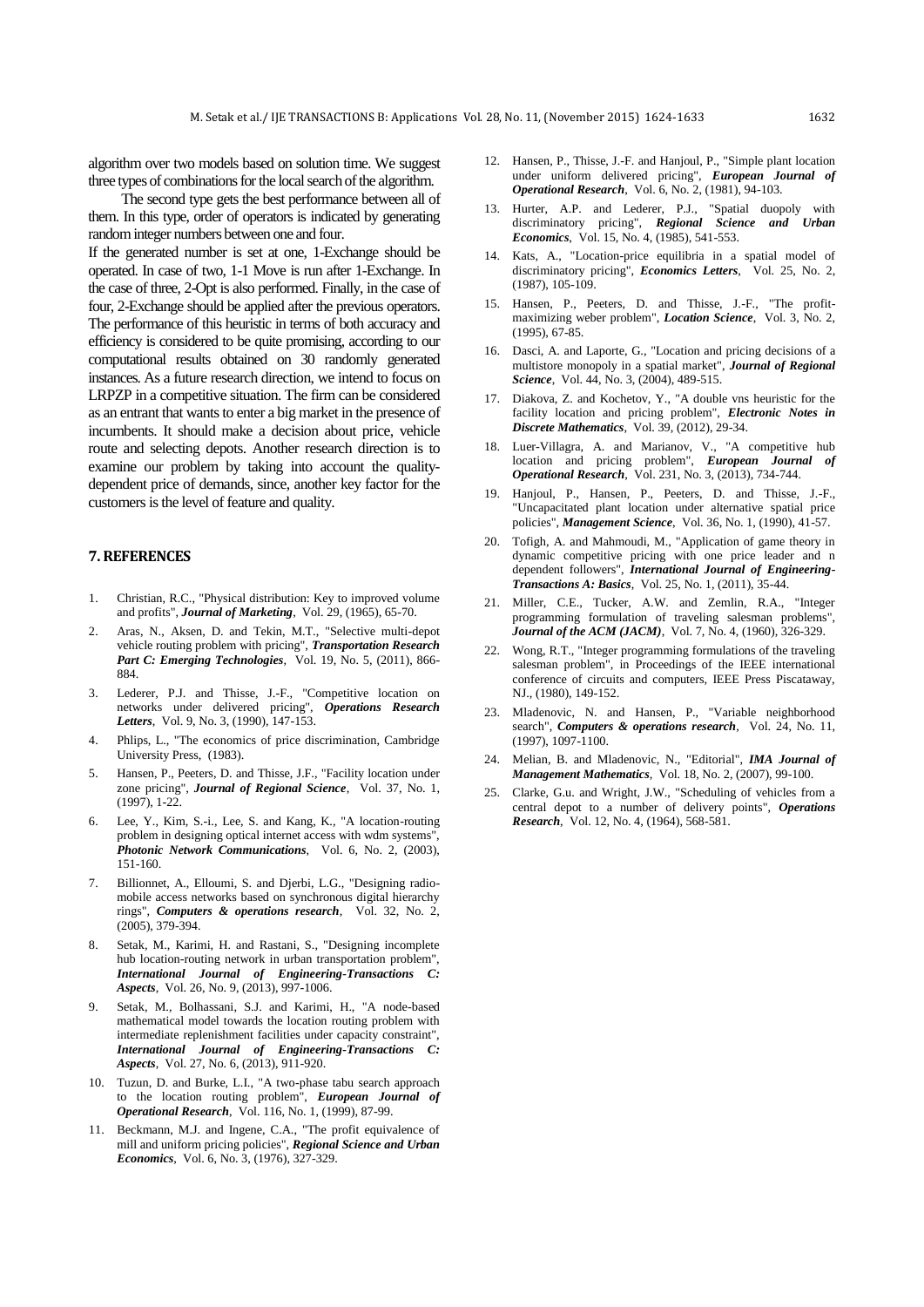algorithm over two models based on solution time. We suggest three types of combinations for the local search of the algorithm.

The second type gets the best performance between all of them. In this type, order of operators is indicated by generating random integer numbers between one and four.

If the generated number is set at one, 1-Exchange should be operated. In case of two, 1-1 Move is run after 1-Exchange. In the case of three, 2-Opt is also performed. Finally, in the case of four, 2-Exchange should be applied after the previous operators. The performance of this heuristic in terms of both accuracy and efficiency is considered to be quite promising, according to our computational results obtained on 30 randomly generated instances. As a future research direction, we intend to focus on LRPZP in a competitive situation. The firm can be considered as an entrant that wants to enter a big market in the presence of incumbents. It should make a decision about price, vehicle route and selecting depots. Another research direction is to examine our problem by taking into account the quality-dependent price of demands, since, another key factor for the customers is the level of feature and quality.

## 7. REFERENCES

1. Christian, R.C., "Physical distribution: Key to improved volume and profits", ***Journal of Marketing***, Vol. 29, (1965), 65-70.
2. Aras, N., Aksen, D. and Tekin, M.T., "Selective multi-depot vehicle routing problem with pricing", ***Transportation Research Part C: Emerging Technologies***, Vol. 19, No. 5, (2011), 866-884.
3. Lederer, P.J. and Thisse, J.-F., "Competitive location on networks under delivered pricing", ***Operations Research Letters***, Vol. 9, No. 3, (1990), 147-153.
4. Phlips, L., "The economics of price discrimination, Cambridge University Press, (1983).
5. Hansen, P., Peeters, D. and Thisse, J.F., "Facility location under zone pricing", ***Journal of Regional Science***, Vol. 37, No. 1, (1997), 1-22.
6. Lee, Y., Kim, S.-i., Lee, S. and Kang, K., "A location-routing problem in designing optical internet access with wdm systems", ***Photonic Network Communications***, Vol. 6, No. 2, (2003), 151-160.
7. Billionnet, A., Elloumi, S. and Djerbi, L.G., "Designing radio-mobile access networks based on synchronous digital hierarchy rings", ***Computers & operations research***, Vol. 32, No. 2, (2005), 379-394.
8. Setak, M., Karimi, H. and Rastani, S., "Designing incomplete hub location-routing network in urban transportation problem", ***International Journal of Engineering-Transactions C: Aspects***, Vol. 26, No. 9, (2013), 997-1006.
9. Setak, M., Bolhassani, S.J. and Karimi, H., "A node-based mathematical model towards the location routing problem with intermediate replenishment facilities under capacity constraint", ***International Journal of Engineering-Transactions C: Aspects***, Vol. 27, No. 6, (2013), 911-920.
10. Tuzun, D. and Burke, L.I., "A two-phase tabu search approach to the location routing problem", ***European Journal of Operational Research***, Vol. 116, No. 1, (1999), 87-99.
11. Beckmann, M.J. and Ingene, C.A., "The profit equivalence of mill and uniform pricing policies", ***Regional Science and Urban Economics***, Vol. 6, No. 3, (1976), 327-329.
12. Hansen, P., Thisse, J.-F. and Hanjoul, P., "Simple plant location under uniform delivered pricing", ***European Journal of Operational Research***, Vol. 6, No. 2, (1981), 94-103.
13. Hurter, A.P. and Lederer, P.J., "Spatial duopoly with discriminatory pricing", ***Regional Science and Urban Economics***, Vol. 15, No. 4, (1985), 541-553.
14. Kats, A., "Location-price equilibria in a spatial model of discriminatory pricing", ***Economics Letters***, Vol. 25, No. 2, (1987), 105-109.
15. Hansen, P., Peeters, D. and Thisse, J.-F., "The profit-maximizing weber problem", ***Location Science***, Vol. 3, No. 2, (1995), 67-85.
16. Dasci, A. and Laporte, G., "Location and pricing decisions of a multistore monopoly in a spatial market", ***Journal of Regional Science***, Vol. 44, No. 3, (2004), 489-515.
17. Diakova, Z. and Kochetov, Y., "A double vns heuristic for the facility location and pricing problem", ***Electronic Notes in Discrete Mathematics***, Vol. 39, (2012), 29-34.
18. Luer-Villagra, A. and Marianov, V., "A competitive hub location and pricing problem", ***European Journal of Operational Research***, Vol. 231, No. 3, (2013), 734-744.
19. Hanjoul, P., Hansen, P., Peeters, D. and Thisse, J.-F., "Uncapacitated plant location under alternative spatial price policies", ***Management Science***, Vol. 36, No. 1, (1990), 41-57.
20. Tofigh, A. and Mahmoudi, M., "Application of game theory in dynamic competitive pricing with one price leader and n dependent followers", ***International Journal of Engineering-Transactions A: Basics***, Vol. 25, No. 1, (2011), 35-44.
21. Miller, C.E., Tucker, A.W. and Zemlin, R.A., "Integer programming formulation of traveling salesman problems", ***Journal of the ACM (JACM)***, Vol. 7, No. 4, (1960), 326-329.
22. Wong, R.T., "Integer programming formulations of the traveling salesman problem", in Proceedings of the IEEE international conference of circuits and computers, IEEE Press Piscataway, NJ., (1980), 149-152.
23. Mladenovic, N. and Hansen, P., "Variable neighborhood search", ***Computers & operations research***, Vol. 24, No. 11, (1997), 1097-1100.
24. Melian, B. and Mladenovic, N., "Editorial", ***IMA Journal of Management Mathematics***, Vol. 18, No. 2, (2007), 99-100.
25. Clarke, G.u. and Wright, J.W., "Scheduling of vehicles from a central depot to a number of delivery points", ***Operations Research***, Vol. 12, No. 4, (1964), 568-581.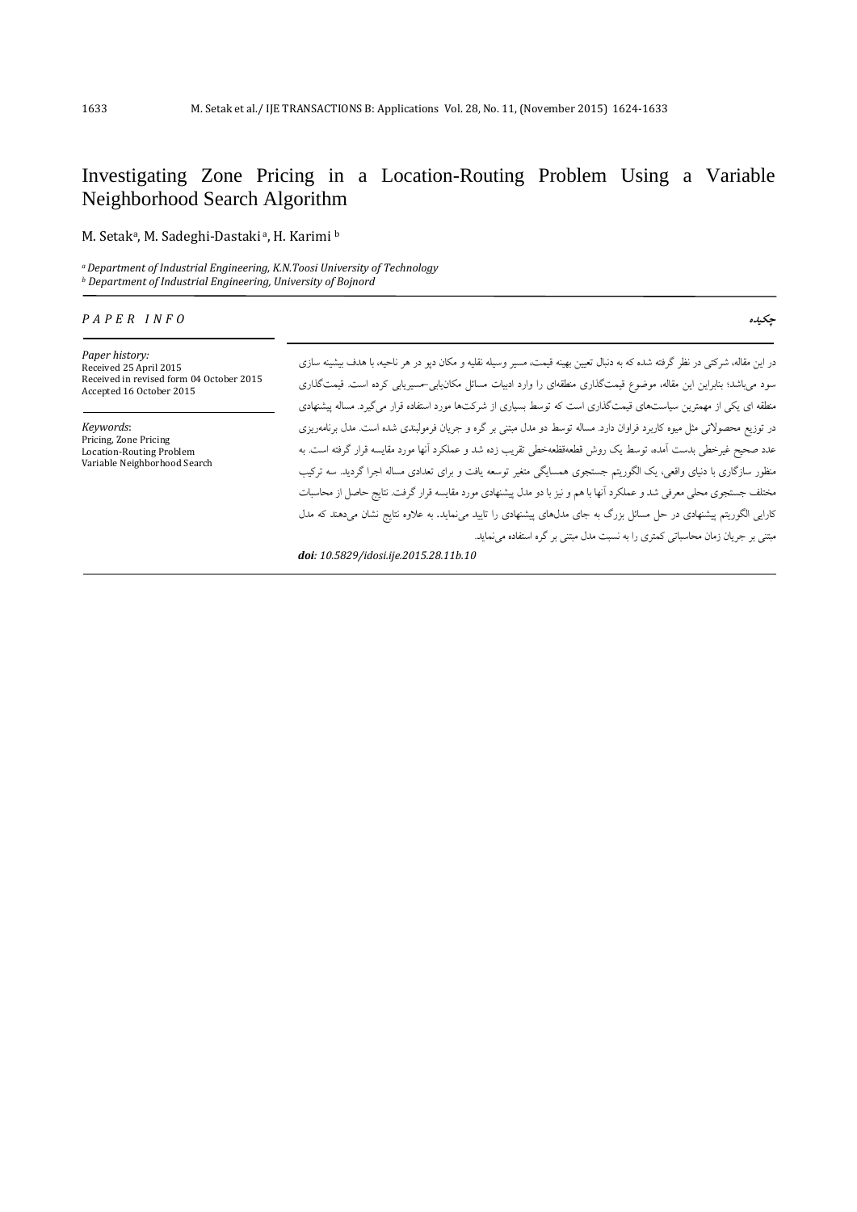# Investigating Zone Pricing in a Location-Routing Problem Using a Variable Neighborhood Search Algorithm

M. Setak[a], M. Sadeghi-Dastaki[a], H. Karimi[b]

[a] *Department of Industrial Engineering, K.N.Toosi University of Technology*
[b] *Department of Industrial Engineering, University of Bojnord*

*PAPER INFO*

*Paper history:*
Received 25 April 2015
Received in revised form 04 October 2015
Accepted 16 October 2015

*Keywords*:
Pricing, Zone Pricing
Location-Routing Problem
Variable Neighborhood Search

**چکیده**

در این مقاله، شرکتی در نظر گرفته شده که به دنبال تعیین بهینه قیمت، مسیر وسیله نقلیه و مکان دپو در هر ناحیه، با هدف بیشینه سازی سود می‌باشد؛ بنابراین این مقاله، موضوع قیمت‌گذاری منطقه‌ای را وارد ادبیات مسائل مکان‌یابی-مسیریابی کرده است. قیمت‌گذاری منطقه ای یکی از مهمترین سیاست‌های قیمت‌گذاری است که توسط بسیاری از شرکت‌ها مورد استفاده قرار می‌گیرد. مساله پیشنهادی در توزیع محصولاتی مثل میوه کاربرد فراوان دارد. مساله توسط دو مدل مبتنی بر گره و جریان فرمولبندی شده است. مدل برنامه‌ریزی عدد صحیح غیرخطی بدست آمده، توسط یک روش قطعه‌قطعه‌خطی تقریب زده شد و عملکرد آنها مورد مقایسه قرار گرفته است. به منظور سازگاری با دنیای واقعی، یک الگوریتم جستجوی همسایگی متغیر توسعه یافت و برای تعدادی مساله اجرا گردید. سه ترکیب مختلف جستجوی محلی معرفی شد و عملکرد آنها با هم و نیز با دو مدل پیشنهادی مورد مقایسه قرار گرفت. نتایج حاصل از محاسبات کارایی الگوریتم پیشنهادی در حل مسائل بزرگ به جای مدل‌های پیشنهادی را تایید می‌نماید. به علاوه نتایج نشان می‌دهند که مدل مبتنی بر جریان زمان محاسباتی کمتری را به نسبت مدل مبتنی بر گره استفاده می‌نماید.

***doi**: 10.5829/idosi.ije.2015.28.11b.10*